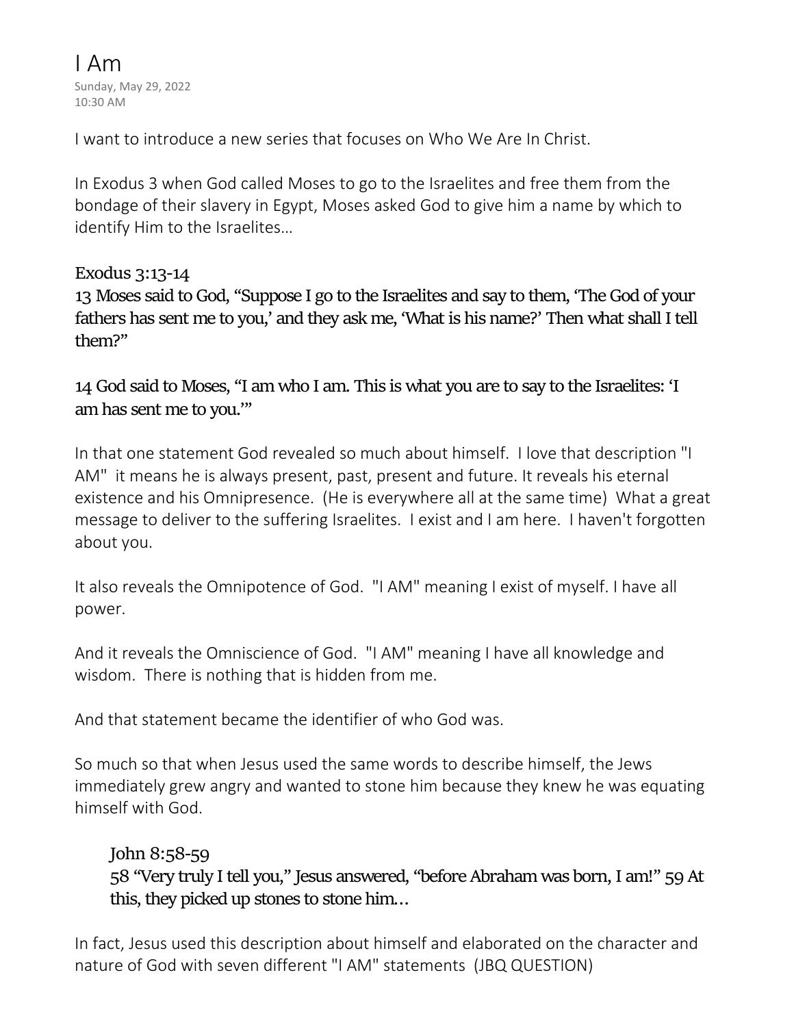# I Am

Sunday, May 29, 2022
10:30 AM

I want to introduce a new series that focuses on Who We Are In Christ.

In Exodus 3 when God called Moses to go to the Israelites and free them from the bondage of their slavery in Egypt, Moses asked God to give him a name by which to identify Him to the Israelites…

Exodus 3:13-14
13 Moses said to God, "Suppose I go to the Israelites and say to them, 'The God of your fathers has sent me to you,' and they ask me, 'What is his name?' Then what shall I tell them?"

14 God said to Moses, "I am who I am. This is what you are to say to the Israelites: 'I am has sent me to you.'"

In that one statement God revealed so much about himself. I love that description "I AM" it means he is always present, past, present and future. It reveals his eternal existence and his Omnipresence. (He is everywhere all at the same time) What a great message to deliver to the suffering Israelites. I exist and I am here. I haven't forgotten about you.

It also reveals the Omnipotence of God. "I AM" meaning I exist of myself. I have all power.

And it reveals the Omniscience of God. "I AM" meaning I have all knowledge and wisdom. There is nothing that is hidden from me.

And that statement became the identifier of who God was.

So much so that when Jesus used the same words to describe himself, the Jews immediately grew angry and wanted to stone him because they knew he was equating himself with God.

> John 8:58-59
> 58 "Very truly I tell you," Jesus answered, "before Abraham was born, I am!" 59 At this, they picked up stones to stone him…

In fact, Jesus used this description about himself and elaborated on the character and nature of God with seven different "I AM" statements (JBQ QUESTION)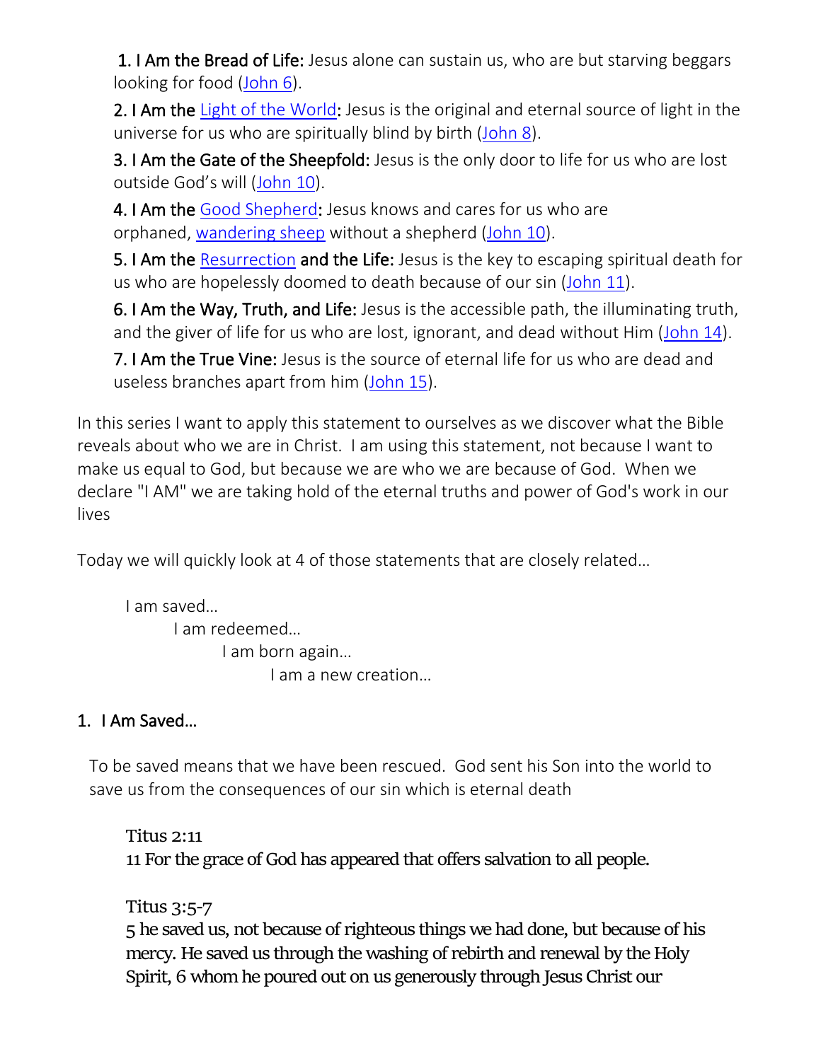1. **I Am the Bread of Life:** Jesus alone can sustain us, who are but starving beggars looking for food (John 6).

2. **I Am the** Light of the World**:** Jesus is the original and eternal source of light in the universe for us who are spiritually blind by birth (John 8).

3. **I Am the Gate of the Sheepfold:** Jesus is the only door to life for us who are lost outside God's will (John 10).

4. **I Am the** Good Shepherd**:** Jesus knows and cares for us who are orphaned, wandering sheep without a shepherd (John 10).

5. **I Am the** Resurrection **and the Life:** Jesus is the key to escaping spiritual death for us who are hopelessly doomed to death because of our sin (John 11).

6. **I Am the Way, Truth, and Life:** Jesus is the accessible path, the illuminating truth, and the giver of life for us who are lost, ignorant, and dead without Him (John 14).

7. **I Am the True Vine:** Jesus is the source of eternal life for us who are dead and useless branches apart from him (John 15).

In this series I want to apply this statement to ourselves as we discover what the Bible reveals about who we are in Christ. I am using this statement, not because I want to make us equal to God, but because we are who we are because of God. When we declare "I AM" we are taking hold of the eternal truths and power of God's work in our lives

Today we will quickly look at 4 of those statements that are closely related…

I am saved…
I am redeemed…
I am born again…
I am a new creation…

## 1. I Am Saved…

To be saved means that we have been rescued. God sent his Son into the world to save us from the consequences of our sin which is eternal death

Titus 2:11
11 For the grace of God has appeared that offers salvation to all people.

Titus 3:5-7
5 he saved us, not because of righteous things we had done, but because of his mercy. He saved us through the washing of rebirth and renewal by the Holy Spirit, 6 whom he poured out on us generously through Jesus Christ our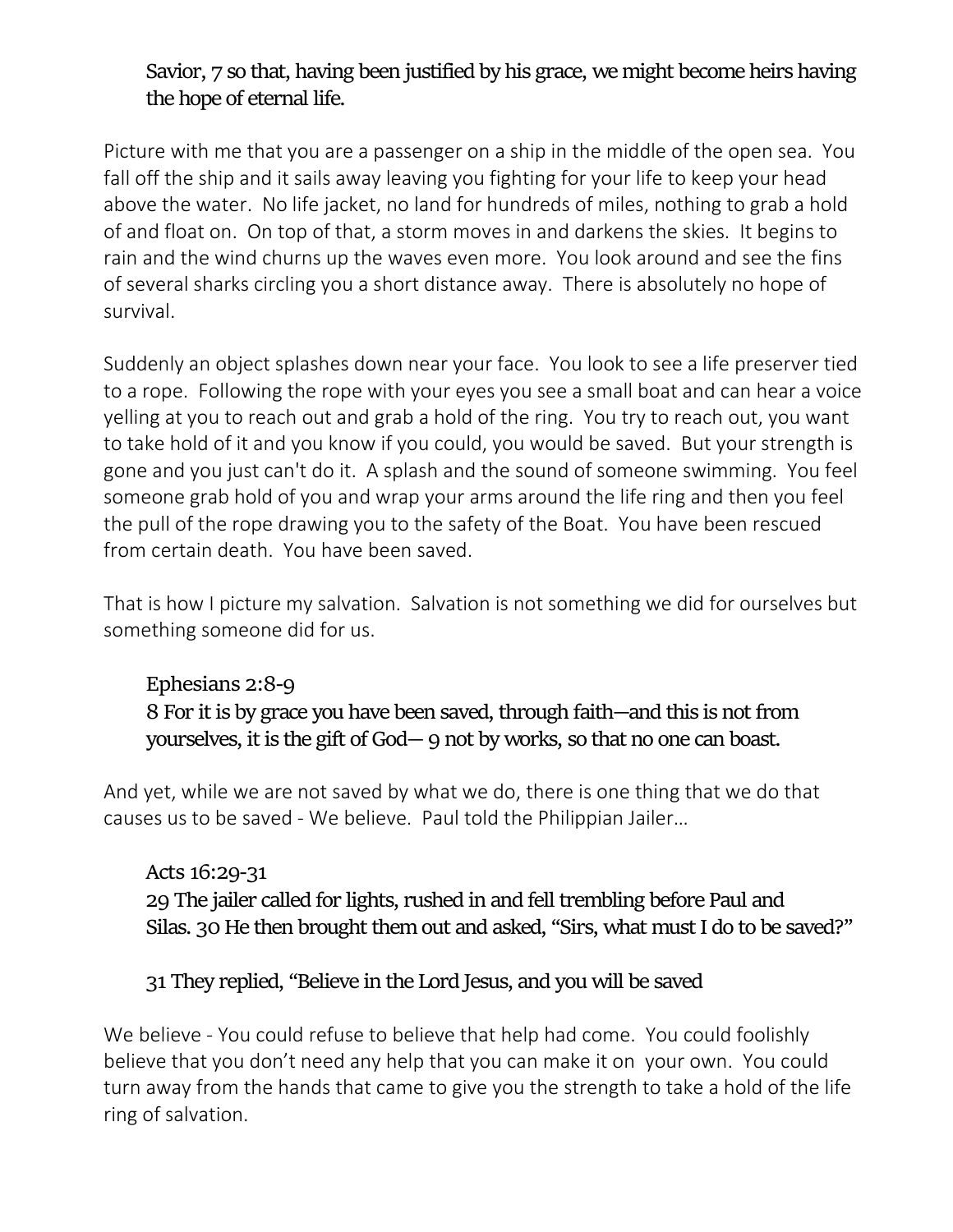Savior, 7 so that, having been justified by his grace, we might become heirs having the hope of eternal life.

Picture with me that you are a passenger on a ship in the middle of the open sea. You fall off the ship and it sails away leaving you fighting for your life to keep your head above the water. No life jacket, no land for hundreds of miles, nothing to grab a hold of and float on. On top of that, a storm moves in and darkens the skies. It begins to rain and the wind churns up the waves even more. You look around and see the fins of several sharks circling you a short distance away. There is absolutely no hope of survival.

Suddenly an object splashes down near your face. You look to see a life preserver tied to a rope. Following the rope with your eyes you see a small boat and can hear a voice yelling at you to reach out and grab a hold of the ring. You try to reach out, you want to take hold of it and you know if you could, you would be saved. But your strength is gone and you just can't do it. A splash and the sound of someone swimming. You feel someone grab hold of you and wrap your arms around the life ring and then you feel the pull of the rope drawing you to the safety of the Boat. You have been rescued from certain death. You have been saved.

That is how I picture my salvation. Salvation is not something we did for ourselves but something someone did for us.

Ephesians 2:8-9
8 For it is by grace you have been saved, through faith—and this is not from yourselves, it is the gift of God— 9 not by works, so that no one can boast.

And yet, while we are not saved by what we do, there is one thing that we do that causes us to be saved - We believe. Paul told the Philippian Jailer…

Acts 16:29-31
29 The jailer called for lights, rushed in and fell trembling before Paul and Silas. 30 He then brought them out and asked, "Sirs, what must I do to be saved?"

31 They replied, "Believe in the Lord Jesus, and you will be saved

We believe - You could refuse to believe that help had come. You could foolishly believe that you don't need any help that you can make it on your own. You could turn away from the hands that came to give you the strength to take a hold of the life ring of salvation.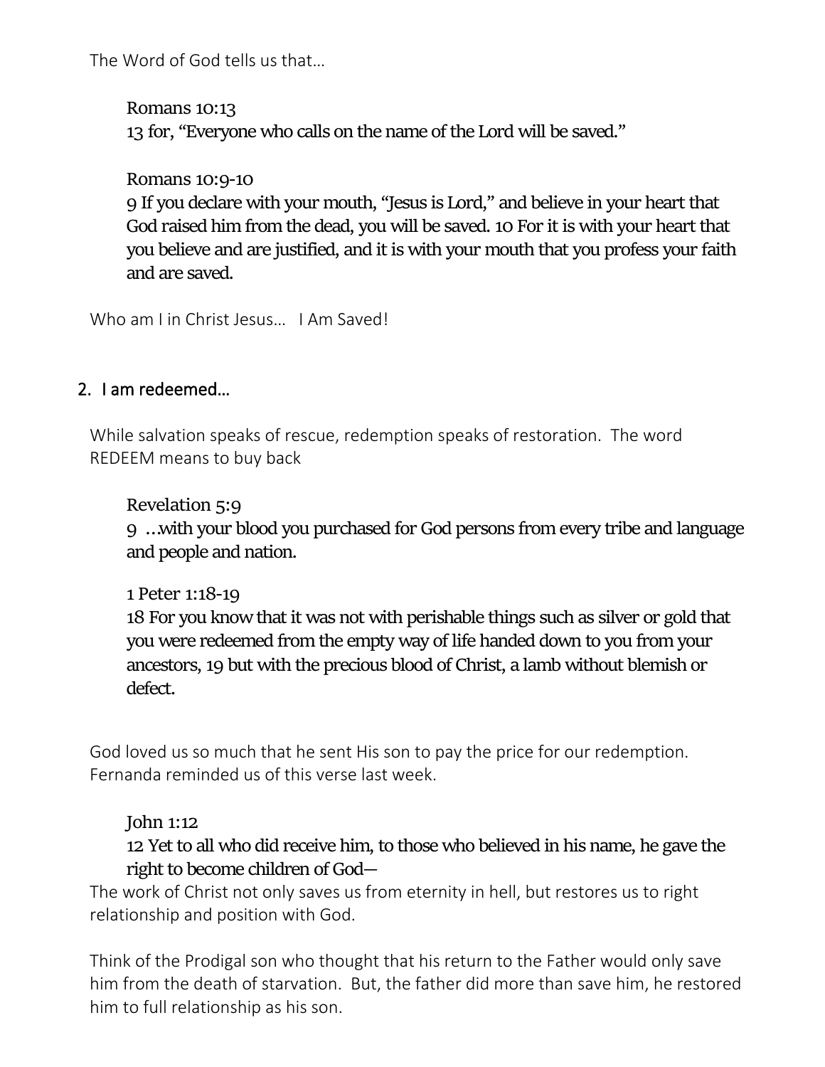The Word of God tells us that…

> Romans 10:13
> 13 for, "Everyone who calls on the name of the Lord will be saved."
>
> Romans 10:9-10
> 9 If you declare with your mouth, "Jesus is Lord," and believe in your heart that God raised him from the dead, you will be saved. 10 For it is with your heart that you believe and are justified, and it is with your mouth that you profess your faith and are saved.

Who am I in Christ Jesus… I Am Saved!

## 2. I am redeemed…

While salvation speaks of rescue, redemption speaks of restoration. The word REDEEM means to buy back

> Revelation 5:9
> 9 …with your blood you purchased for God persons from every tribe and language and people and nation.
>
> 1 Peter 1:18-19
> 18 For you know that it was not with perishable things such as silver or gold that you were redeemed from the empty way of life handed down to you from your ancestors, 19 but with the precious blood of Christ, a lamb without blemish or defect.

God loved us so much that he sent His son to pay the price for our redemption. Fernanda reminded us of this verse last week.

> John 1:12
> 12 Yet to all who did receive him, to those who believed in his name, he gave the right to become children of God—

The work of Christ not only saves us from eternity in hell, but restores us to right relationship and position with God.

Think of the Prodigal son who thought that his return to the Father would only save him from the death of starvation. But, the father did more than save him, he restored him to full relationship as his son.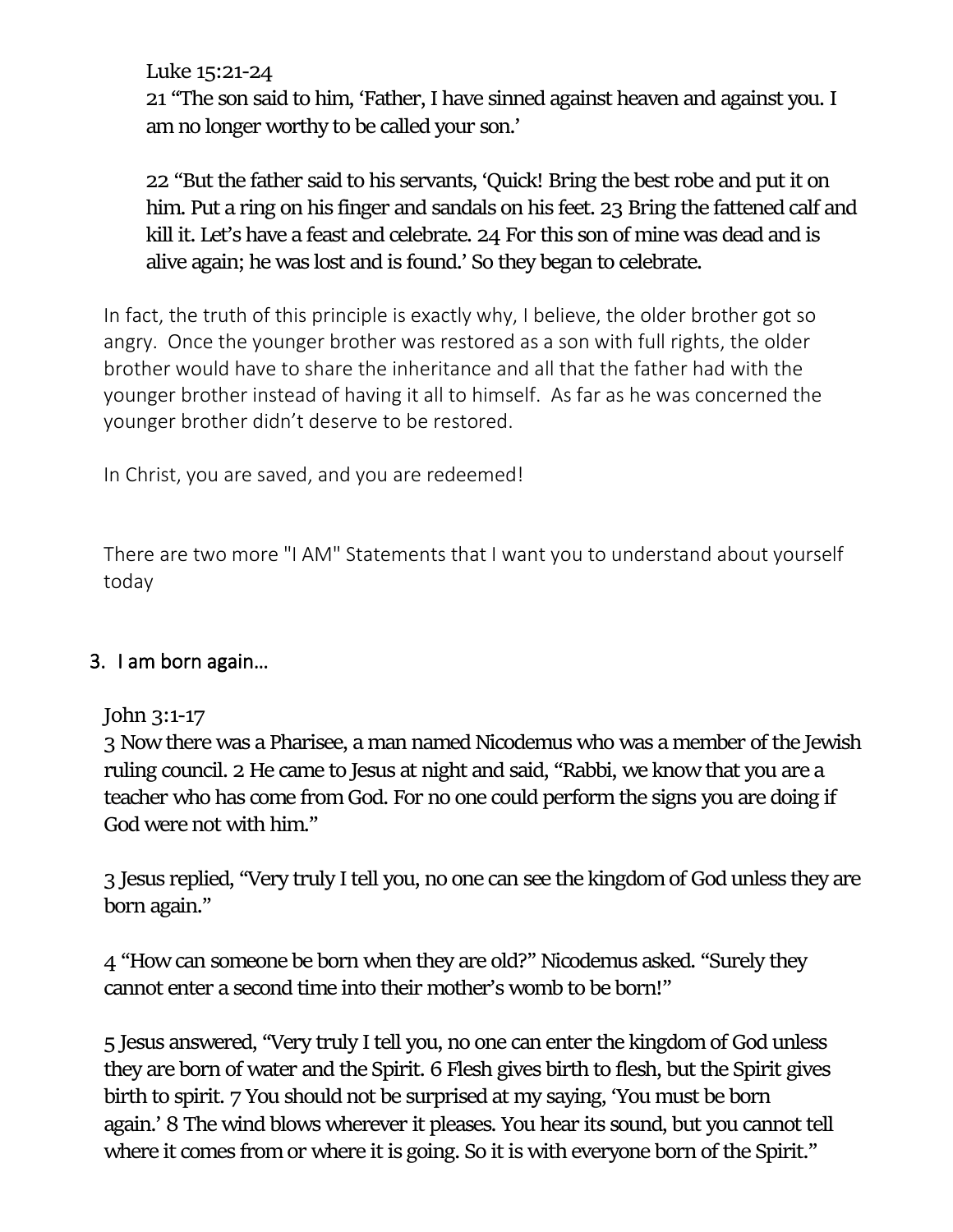Luke 15:21-24

21 “The son said to him, ‘Father, I have sinned against heaven and against you. I am no longer worthy to be called your son.’

22 “But the father said to his servants, ‘Quick! Bring the best robe and put it on him. Put a ring on his finger and sandals on his feet. 23 Bring the fattened calf and kill it. Let’s have a feast and celebrate. 24 For this son of mine was dead and is alive again; he was lost and is found.’ So they began to celebrate.

In fact, the truth of this principle is exactly why, I believe, the older brother got so angry. Once the younger brother was restored as a son with full rights, the older brother would have to share the inheritance and all that the father had with the younger brother instead of having it all to himself. As far as he was concerned the younger brother didn’t deserve to be restored.

In Christ, you are saved, and you are redeemed!

There are two more "I AM" Statements that I want you to understand about yourself today

### 3. I am born again…

John 3:1-17

3 Now there was a Pharisee, a man named Nicodemus who was a member of the Jewish ruling council. 2 He came to Jesus at night and said, “Rabbi, we know that you are a teacher who has come from God. For no one could perform the signs you are doing if God were not with him.”

3 Jesus replied, “Very truly I tell you, no one can see the kingdom of God unless they are born again.”

4 “How can someone be born when they are old?” Nicodemus asked. “Surely they cannot enter a second time into their mother’s womb to be born!”

5 Jesus answered, “Very truly I tell you, no one can enter the kingdom of God unless they are born of water and the Spirit. 6 Flesh gives birth to flesh, but the Spirit gives birth to spirit. 7 You should not be surprised at my saying, ‘You must be born again.’ 8 The wind blows wherever it pleases. You hear its sound, but you cannot tell where it comes from or where it is going. So it is with everyone born of the Spirit.”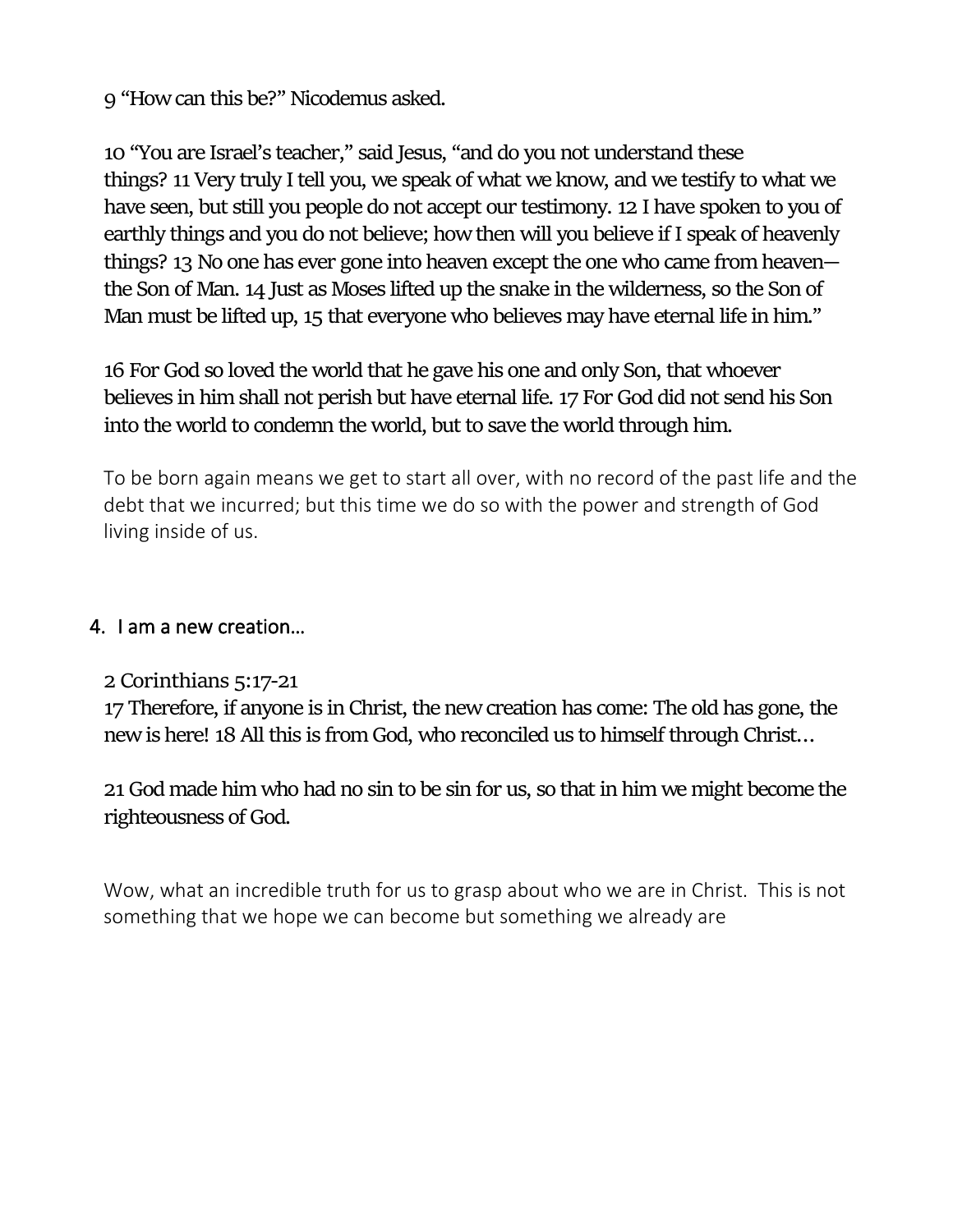9 “How can this be?” Nicodemus asked.

10 “You are Israel’s teacher,” said Jesus, “and do you not understand these things? 11 Very truly I tell you, we speak of what we know, and we testify to what we have seen, but still you people do not accept our testimony. 12 I have spoken to you of earthly things and you do not believe; how then will you believe if I speak of heavenly things? 13 No one has ever gone into heaven except the one who came from heaven—the Son of Man. 14 Just as Moses lifted up the snake in the wilderness, so the Son of Man must be lifted up, 15 that everyone who believes may have eternal life in him.”

16 For God so loved the world that he gave his one and only Son, that whoever believes in him shall not perish but have eternal life. 17 For God did not send his Son into the world to condemn the world, but to save the world through him.

To be born again means we get to start all over, with no record of the past life and the debt that we incurred; but this time we do so with the power and strength of God living inside of us.

## 4. I am a new creation…

2 Corinthians 5:17-21
17 Therefore, if anyone is in Christ, the new creation has come: The old has gone, the new is here! 18 All this is from God, who reconciled us to himself through Christ…

21 God made him who had no sin to be sin for us, so that in him we might become the righteousness of God.

Wow, what an incredible truth for us to grasp about who we are in Christ. This is not something that we hope we can become but something we already are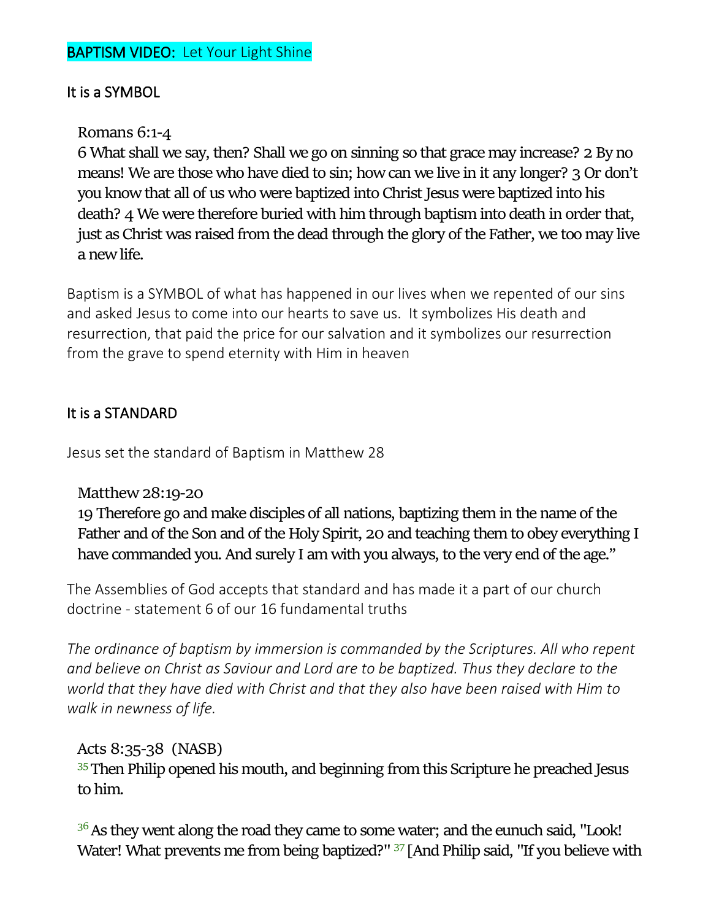**BAPTISM VIDEO:** Let Your Light Shine

## It is a SYMBOL

Romans 6:1-4
6 What shall we say, then? Shall we go on sinning so that grace may increase? 2 By no means! We are those who have died to sin; how can we live in it any longer? 3 Or don't you know that all of us who were baptized into Christ Jesus were baptized into his death? 4 We were therefore buried with him through baptism into death in order that, just as Christ was raised from the dead through the glory of the Father, we too may live a new life.

Baptism is a SYMBOL of what has happened in our lives when we repented of our sins and asked Jesus to come into our hearts to save us. It symbolizes His death and resurrection, that paid the price for our salvation and it symbolizes our resurrection from the grave to spend eternity with Him in heaven

## It is a STANDARD

Jesus set the standard of Baptism in Matthew 28

Matthew 28:19-20
19 Therefore go and make disciples of all nations, baptizing them in the name of the Father and of the Son and of the Holy Spirit, 20 and teaching them to obey everything I have commanded you. And surely I am with you always, to the very end of the age."

The Assemblies of God accepts that standard and has made it a part of our church doctrine - statement 6 of our 16 fundamental truths

*The ordinance of baptism by immersion is commanded by the Scriptures. All who repent and believe on Christ as Saviour and Lord are to be baptized. Thus they declare to the world that they have died with Christ and that they also have been raised with Him to walk in newness of life.*

Acts 8:35-38 (NASB)
35 Then Philip opened his mouth, and beginning from this Scripture he preached Jesus to him.

36 As they went along the road they came to some water; and the eunuch said, "Look! Water! What prevents me from being baptized?" 37 [And Philip said, "If you believe with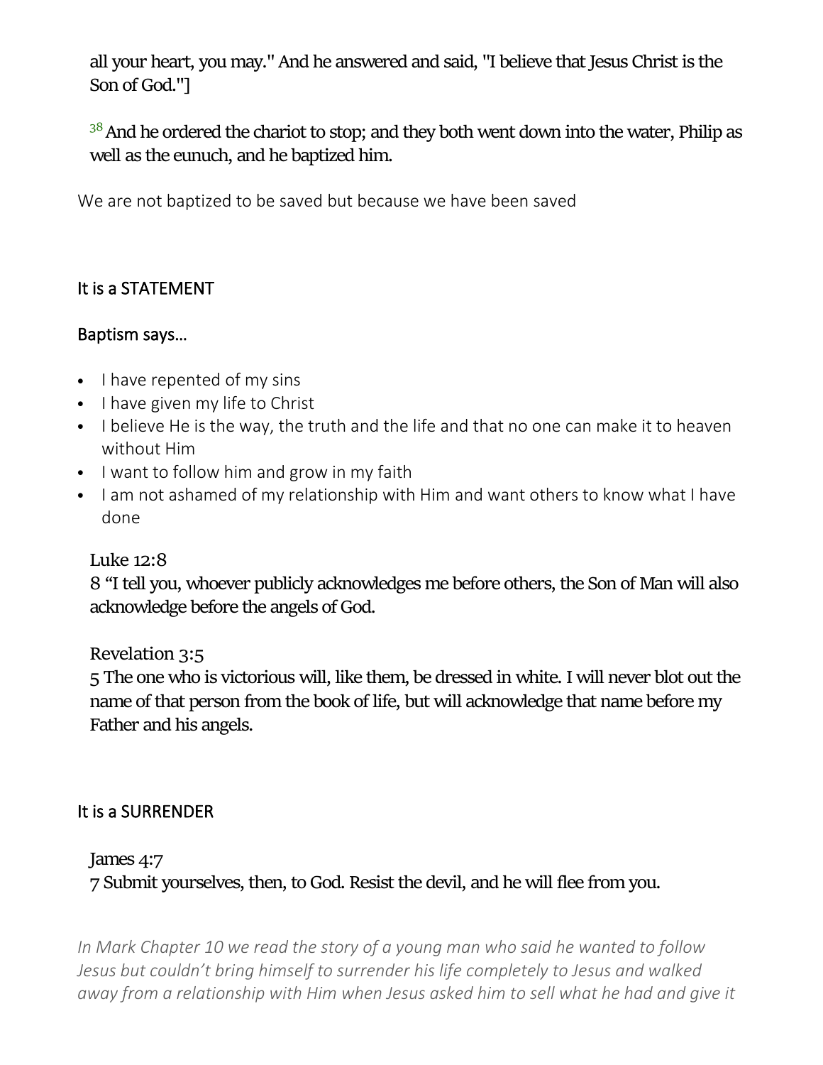all your heart, you may." And he answered and said, "I believe that Jesus Christ is the Son of God."]

[38] And he ordered the chariot to stop; and they both went down into the water, Philip as well as the eunuch, and he baptized him.

We are not baptized to be saved but because we have been saved

## It is a STATEMENT

### Baptism says…

- I have repented of my sins
- I have given my life to Christ
- I believe He is the way, the truth and the life and that no one can make it to heaven without Him
- I want to follow him and grow in my faith
- I am not ashamed of my relationship with Him and want others to know what I have done

Luke 12:8
8 "I tell you, whoever publicly acknowledges me before others, the Son of Man will also acknowledge before the angels of God.

Revelation 3:5
5 The one who is victorious will, like them, be dressed in white. I will never blot out the name of that person from the book of life, but will acknowledge that name before my Father and his angels.

## It is a SURRENDER

James 4:7
7 Submit yourselves, then, to God. Resist the devil, and he will flee from you.

*In Mark Chapter 10 we read the story of a young man who said he wanted to follow Jesus but couldn't bring himself to surrender his life completely to Jesus and walked away from a relationship with Him when Jesus asked him to sell what he had and give it*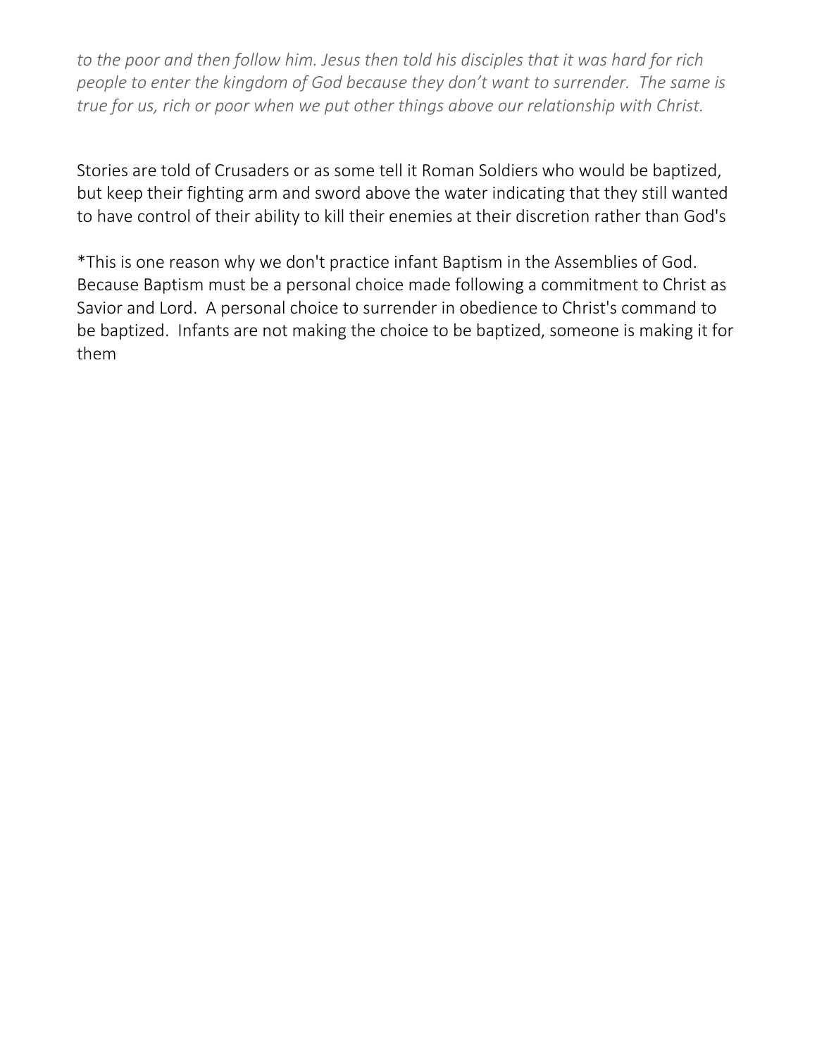*to the poor and then follow him. Jesus then told his disciples that it was hard for rich people to enter the kingdom of God because they don't want to surrender. The same is true for us, rich or poor when we put other things above our relationship with Christ.*

Stories are told of Crusaders or as some tell it Roman Soldiers who would be baptized, but keep their fighting arm and sword above the water indicating that they still wanted to have control of their ability to kill their enemies at their discretion rather than God's

*This is one reason why we don't practice infant Baptism in the Assemblies of God. Because Baptism must be a personal choice made following a commitment to Christ as Savior and Lord. A personal choice to surrender in obedience to Christ's command to be baptized. Infants are not making the choice to be baptized, someone is making it for them